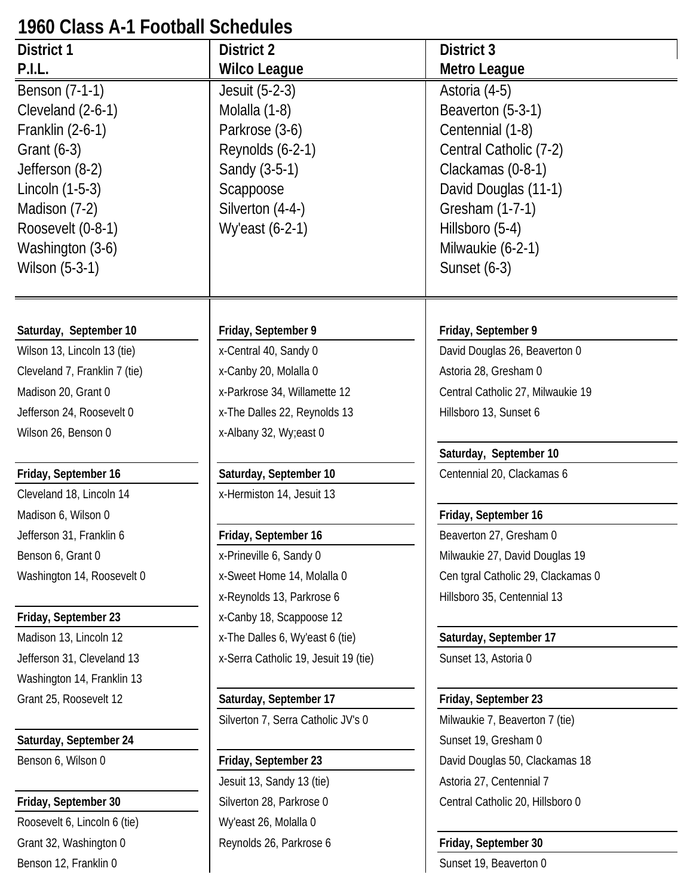# 1960 Class A-1 Football Schedules

| District 1 P.I.L. | District 2 Wilco League | District 3 Metro League |
|---|---|---|
| Benson (7-1-1) | Jesuit (5-2-3) | Astoria (4-5) |
| Cleveland (2-6-1) | Molalla (1-8) | Beaverton (5-3-1) |
| Franklin (2-6-1) | Parkrose (3-6) | Centennial (1-8) |
| Grant (6-3) | Reynolds (6-2-1) | Central Catholic (7-2) |
| Jefferson (8-2) | Sandy (3-5-1) | Clackamas (0-8-1) |
| Lincoln (1-5-3) | Scappoose | David Douglas (11-1) |
| Madison (7-2) | Silverton (4-4-) | Gresham (1-7-1) |
| Roosevelt (0-8-1) | Wy'east (6-2-1) | Hillsboro (5-4) |
| Washington (3-6) | | Milwaukie (6-2-1) |
| Wilson (5-3-1) | | Sunset (6-3) |

## District 1 – P.I.L.

**Saturday, September 10**

Wilson 13, Lincoln 13 (tie)
Cleveland 7, Franklin 7 (tie)
Madison 20, Grant 0
Jefferson 24, Roosevelt 0
Wilson 26, Benson 0

**Friday, September 16**

Cleveland 18, Lincoln 14
Madison 6, Wilson 0
Jefferson 31, Franklin 6
Benson 6, Grant 0
Washington 14, Roosevelt 0

**Friday, September 23**

Madison 13, Lincoln 12
Jefferson 31, Cleveland 13
Washington 14, Franklin 13
Grant 25, Roosevelt 12

**Saturday, September 24**

Benson 6, Wilson 0

**Friday, September 30**

Roosevelt 6, Lincoln 6 (tie)
Grant 32, Washington 0
Benson 12, Franklin 0

## District 2 – Wilco League

**Friday, September 9**

x-Central 40, Sandy 0
x-Canby 20, Molalla 0
x-Parkrose 34, Willamette 12
x-The Dalles 22, Reynolds 13
x-Albany 32, Wy;east 0

**Saturday, September 10**

x-Hermiston 14, Jesuit 13

**Friday, September 16**

x-Prineville 6, Sandy 0
x-Sweet Home 14, Molalla 0
x-Reynolds 13, Parkrose 6
x-Canby 18, Scappoose 12
x-The Dalles 6, Wy'east 6 (tie)
x-Serra Catholic 19, Jesuit 19 (tie)

**Saturday, September 17**

Silverton 7, Serra Catholic JV's 0

**Friday, September 23**

Jesuit 13, Sandy 13 (tie)
Silverton 28, Parkrose 0
Wy'east 26, Molalla 0
Reynolds 26, Parkrose 6

## District 3 – Metro League

**Friday, September 9**

David Douglas 26, Beaverton 0
Astoria 28, Gresham 0
Central Catholic 27, Milwaukie 19
Hillsboro 13, Sunset 6

**Saturday, September 10**

Centennial 20, Clackamas 6

**Friday, September 16**

Beaverton 27, Gresham 0
Milwaukie 27, David Douglas 19
Cen tgral Catholic 29, Clackamas 0
Hillsboro 35, Centennial 13

**Saturday, September 17**

Sunset 13, Astoria 0

**Friday, September 23**

Milwaukie 7, Beaverton 7 (tie)
Sunset 19, Gresham 0
David Douglas 50, Clackamas 18
Astoria 27, Centennial 7
Central Catholic 20, Hillsboro 0

**Friday, September 30**

Sunset 19, Beaverton 0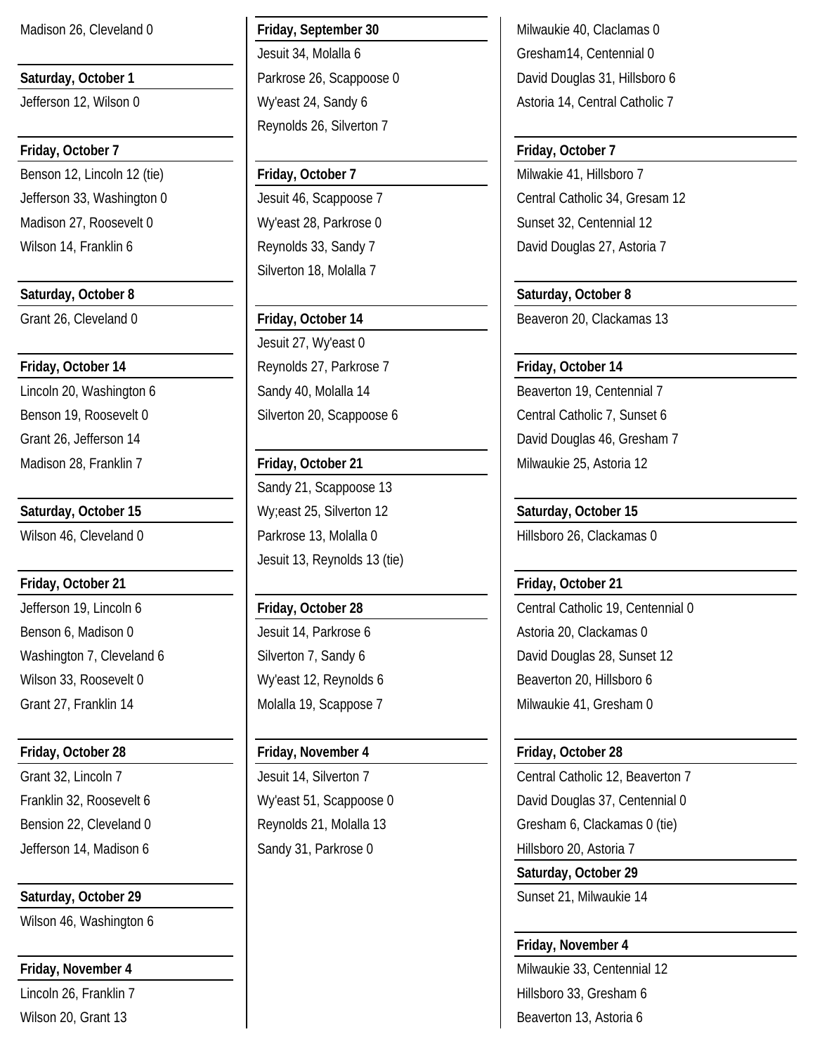Madison 26, Cleveland 0

**Saturday, October 1**

Jefferson 12, Wilson 0

**Friday, October 7**

Benson 12, Lincoln 12 (tie)
Jefferson 33, Washington 0
Madison 27, Roosevelt 0
Wilson 14, Franklin 6

**Saturday, October 8**

Grant 26, Cleveland 0

**Friday, October 14**

Lincoln 20, Washington 6
Benson 19, Roosevelt 0
Grant 26, Jefferson 14
Madison 28, Franklin 7

**Saturday, October 15**

Wilson 46, Cleveland 0

**Friday, October 21**

Jefferson 19, Lincoln 6
Benson 6, Madison 0
Washington 7, Cleveland 6
Wilson 33, Roosevelt 0
Grant 27, Franklin 14

**Friday, October 28**

Grant 32, Lincoln 7
Franklin 32, Roosevelt 6
Bension 22, Cleveland 0
Jefferson 14, Madison 6

**Saturday, October 29**

Wilson 46, Washington 6

**Friday, November 4**

Lincoln 26, Franklin 7
Wilson 20, Grant 13

**Friday, September 30**

Jesuit 34, Molalla 6
Parkrose 26, Scappoose 0
Wy'east 24, Sandy 6
Reynolds 26, Silverton 7

**Friday, October 7**

Jesuit 46, Scappoose 7
Wy'east 28, Parkrose 0
Reynolds 33, Sandy 7
Silverton 18, Molalla 7

**Friday, October 14**

Jesuit 27, Wy'east 0
Reynolds 27, Parkrose 7
Sandy 40, Molalla 14
Silverton 20, Scappoose 6

**Friday, October 21**

Sandy 21, Scappoose 13
Wy;east 25, Silverton 12
Parkrose 13, Molalla 0
Jesuit 13, Reynolds 13 (tie)

**Friday, October 28**

Jesuit 14, Parkrose 6
Silverton 7, Sandy 6
Wy'east 12, Reynolds 6
Molalla 19, Scappose 7

**Friday, November 4**

Jesuit 14, Silverton 7
Wy'east 51, Scappoose 0
Reynolds 21, Molalla 13
Sandy 31, Parkrose 0

Milwaukie 40, Claclamas 0
Gresham14, Centennial 0
David Douglas 31, Hillsboro 6
Astoria 14, Central Catholic 7

**Friday, October 7**

Milwakie 41, Hillsboro 7
Central Catholic 34, Gresam 12
Sunset 32, Centennial 12
David Douglas 27, Astoria 7

**Saturday, October 8**

Beaveron 20, Clackamas 13

**Friday, October 14**

Beaverton 19, Centennial 7
Central Catholic 7, Sunset 6
David Douglas 46, Gresham 7
Milwaukie 25, Astoria 12

**Saturday, October 15**

Hillsboro 26, Clackamas 0

**Friday, October 21**

Central Catholic 19, Centennial 0
Astoria 20, Clackamas 0
David Douglas 28, Sunset 12
Beaverton 20, Hillsboro 6
Milwaukie 41, Gresham 0

**Friday, October 28**

Central Catholic 12, Beaverton 7
David Douglas 37, Centennial 0
Gresham 6, Clackamas 0 (tie)
Hillsboro 20, Astoria 7

**Saturday, October 29**

Sunset 21, Milwaukie 14

**Friday, November 4**

Milwaukie 33, Centennial 12
Hillsboro 33, Gresham 6
Beaverton 13, Astoria 6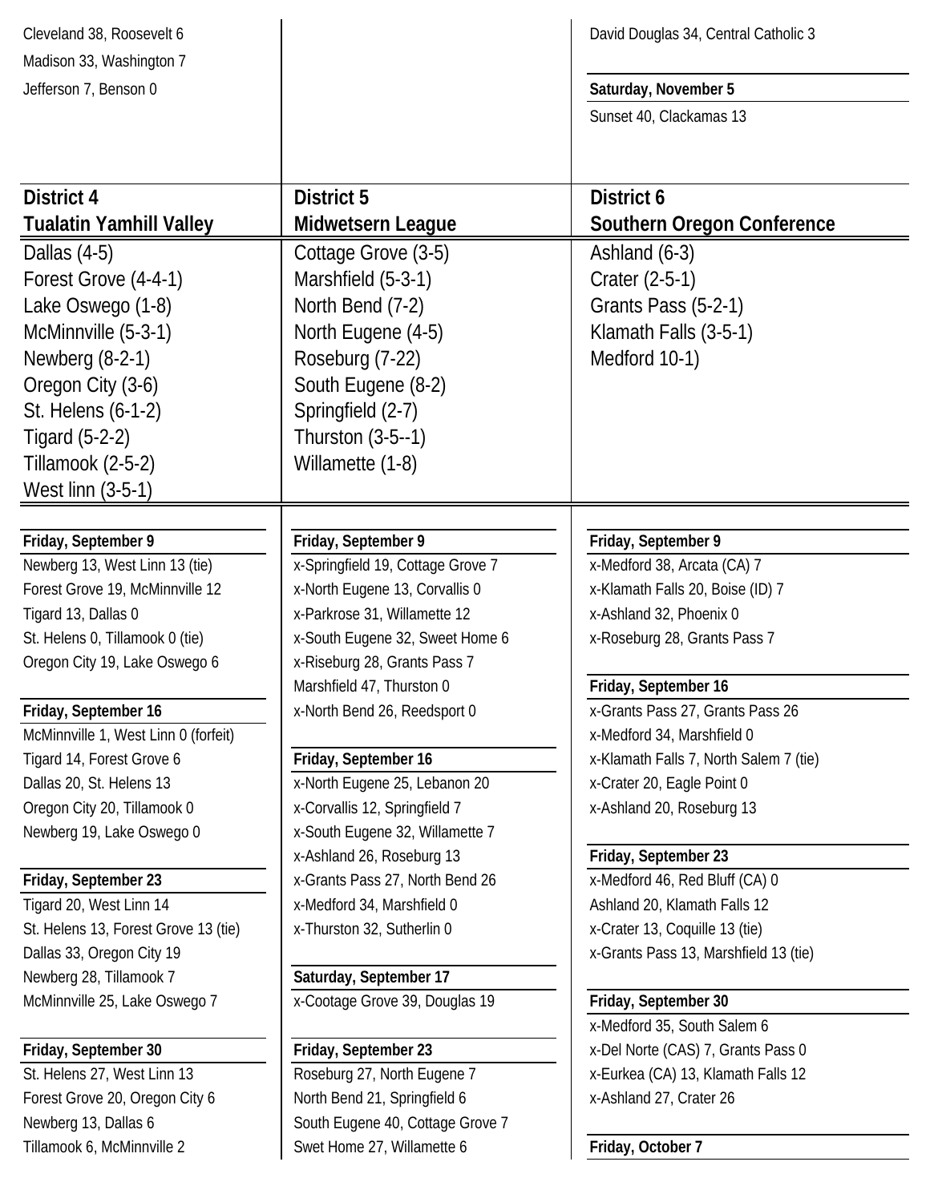Cleveland 38, Roosevelt 6
Madison 33, Washington 7
Jefferson 7, Benson 0

David Douglas 34, Central Catholic 3

**Saturday, November 5**

Sunset 40, Clackamas 13

## District 4
## Tualatin Yamhill Valley

Dallas (4-5)
Forest Grove (4-4-1)
Lake Oswego (1-8)
McMinnville (5-3-1)
Newberg (8-2-1)
Oregon City (3-6)
St. Helens (6-1-2)
Tigard (5-2-2)
Tillamook (2-5-2)
West linn (3-5-1)

**Friday, September 9**

Newberg 13, West Linn 13 (tie)
Forest Grove 19, McMinnville 12
Tigard 13, Dallas 0
St. Helens 0, Tillamook 0 (tie)
Oregon City 19, Lake Oswego 6

**Friday, September 16**

McMinnville 1, West Linn 0 (forfeit)
Tigard 14, Forest Grove 6
Dallas 20, St. Helens 13
Oregon City 20, Tillamook 0
Newberg 19, Lake Oswego 0

**Friday, September 23**

Tigard 20, West Linn 14
St. Helens 13, Forest Grove 13 (tie)
Dallas 33, Oregon City 19
Newberg 28, Tillamook 7
McMinnville 25, Lake Oswego 7

**Friday, September 30**

St. Helens 27, West Linn 13
Forest Grove 20, Oregon City 6
Newberg 13, Dallas 6
Tillamook 6, McMinnville 2

## District 5
## Midwetsern League

Cottage Grove (3-5)
Marshfield (5-3-1)
North Bend (7-2)
North Eugene (4-5)
Roseburg (7-22)
South Eugene (8-2)
Springfield (2-7)
Thurston (3-5--1)
Willamette (1-8)

**Friday, September 9**

x-Springfield 19, Cottage Grove 7
x-North Eugene 13, Corvallis 0
x-Parkrose 31, Willamette 12
x-South Eugene 32, Sweet Home 6
x-Riseburg 28, Grants Pass 7
Marshfield 47, Thurston 0
x-North Bend 26, Reedsport 0

**Friday, September 16**

x-North Eugene 25, Lebanon 20
x-Corvallis 12, Springfield 7
x-South Eugene 32, Willamette 7
x-Ashland 26, Roseburg 13
x-Grants Pass 27, North Bend 26
x-Medford 34, Marshfield 0
x-Thurston 32, Sutherlin 0

**Saturday, September 17**

x-Cootage Grove 39, Douglas 19

**Friday, September 23**

Roseburg 27, North Eugene 7
North Bend 21, Springfield 6
South Eugene 40, Cottage Grove 7
Swet Home 27, Willamette 6

## District 6
## Southern Oregon Conference

Ashland (6-3)
Crater (2-5-1)
Grants Pass (5-2-1)
Klamath Falls (3-5-1)
Medford 10-1)

**Friday, September 9**

x-Medford 38, Arcata (CA) 7
x-Klamath Falls 20, Boise (ID) 7
x-Ashland 32, Phoenix 0
x-Roseburg 28, Grants Pass 7

**Friday, September 16**

x-Grants Pass 27, Grants Pass 26
x-Medford 34, Marshfield 0
x-Klamath Falls 7, North Salem 7 (tie)
x-Crater 20, Eagle Point 0
x-Ashland 20, Roseburg 13

**Friday, September 23**

x-Medford 46, Red Bluff (CA) 0
Ashland 20, Klamath Falls 12
x-Crater 13, Coquille 13 (tie)
x-Grants Pass 13, Marshfield 13 (tie)

**Friday, September 30**

x-Medford 35, South Salem 6
x-Del Norte (CAS) 7, Grants Pass 0
x-Eurkea (CA) 13, Klamath Falls 12
x-Ashland 27, Crater 26

**Friday, October 7**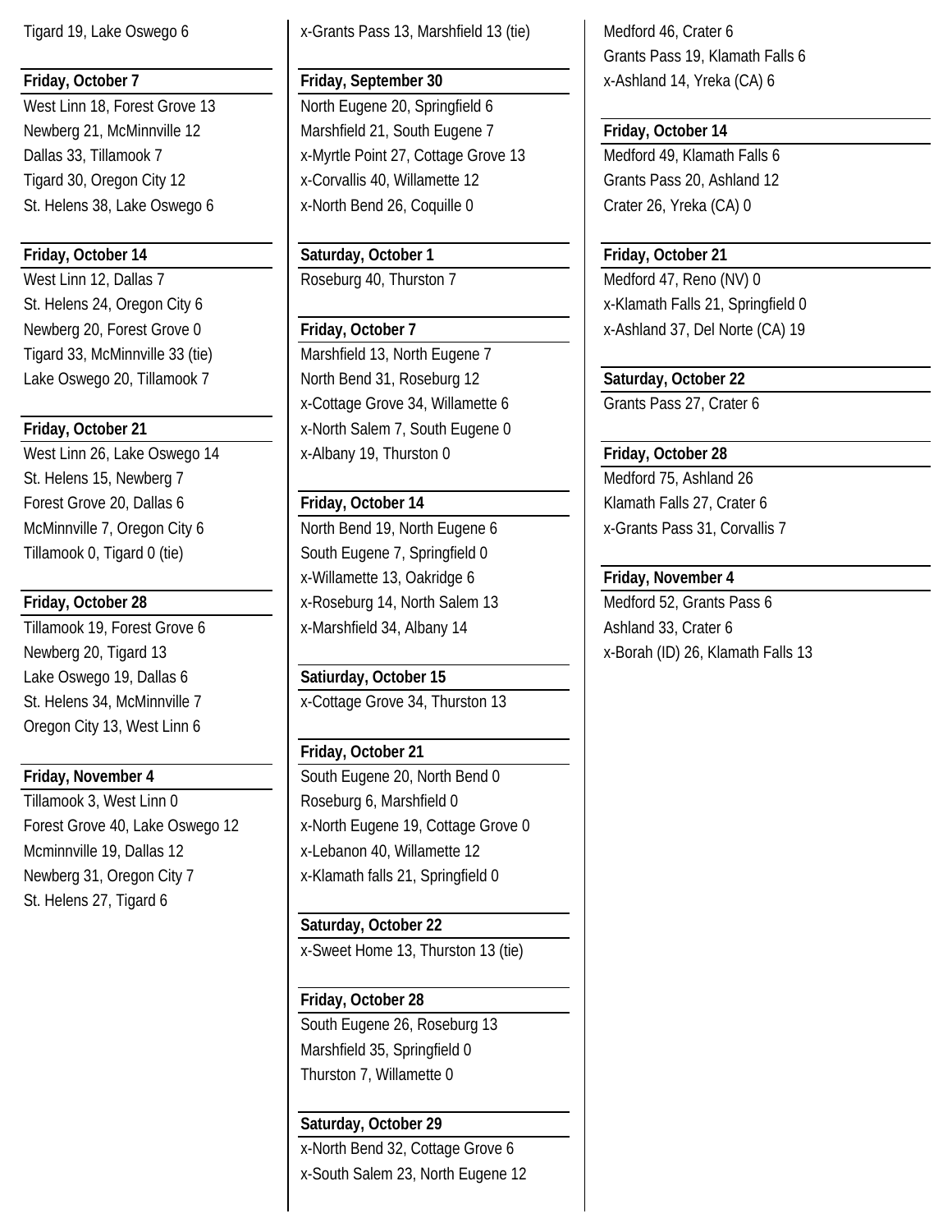Tigard 19, Lake Oswego 6

**Friday, October 7**

West Linn 18, Forest Grove 13
Newberg 21, McMinnville 12
Dallas 33, Tillamook 7
Tigard 30, Oregon City 12
St. Helens 38, Lake Oswego 6

**Friday, October 14**

West Linn 12, Dallas 7
St. Helens 24, Oregon City 6
Newberg 20, Forest Grove 0
Tigard 33, McMinnville 33 (tie)
Lake Oswego 20, Tillamook 7

**Friday, October 21**

West Linn 26, Lake Oswego 14
St. Helens 15, Newberg 7
Forest Grove 20, Dallas 6
McMinnville 7, Oregon City 6
Tillamook 0, Tigard 0 (tie)

**Friday, October 28**

Tillamook 19, Forest Grove 6
Newberg 20, Tigard 13
Lake Oswego 19, Dallas 6
St. Helens 34, McMinnville 7
Oregon City 13, West Linn 6

**Friday, November 4**

Tillamook 3, West Linn 0
Forest Grove 40, Lake Oswego 12
Mcminnville 19, Dallas 12
Newberg 31, Oregon City 7
St. Helens 27, Tigard 6

x-Grants Pass 13, Marshfield 13 (tie)

**Friday, September 30**

North Eugene 20, Springfield 6
Marshfield 21, South Eugene 7
x-Myrtle Point 27, Cottage Grove 13
x-Corvallis 40, Willamette 12
x-North Bend 26, Coquille 0

**Saturday, October 1**

Roseburg 40, Thurston 7

**Friday, October 7**

Marshfield 13, North Eugene 7
North Bend 31, Roseburg 12
x-Cottage Grove 34, Willamette 6
x-North Salem 7, South Eugene 0
x-Albany 19, Thurston 0

**Friday, October 14**

North Bend 19, North Eugene 6
South Eugene 7, Springfield 0
x-Willamette 13, Oakridge 6
x-Roseburg 14, North Salem 13
x-Marshfield 34, Albany 14

**Satiurday, October 15**

x-Cottage Grove 34, Thurston 13

**Friday, October 21**

South Eugene 20, North Bend 0
Roseburg 6, Marshfield 0
x-North Eugene 19, Cottage Grove 0
x-Lebanon 40, Willamette 12
x-Klamath falls 21, Springfield 0

**Saturday, October 22**

x-Sweet Home 13, Thurston 13 (tie)

**Friday, October 28**

South Eugene 26, Roseburg 13
Marshfield 35, Springfield 0
Thurston 7, Willamette 0

**Saturday, October 29**

x-North Bend 32, Cottage Grove 6
x-South Salem 23, North Eugene 12

Medford 46, Crater 6
Grants Pass 19, Klamath Falls 6
x-Ashland 14, Yreka (CA) 6

**Friday, October 14**

Medford 49, Klamath Falls 6
Grants Pass 20, Ashland 12
Crater 26, Yreka (CA) 0

**Friday, October 21**

Medford 47, Reno (NV) 0
x-Klamath Falls 21, Springfield 0
x-Ashland 37, Del Norte (CA) 19

**Saturday, October 22**

Grants Pass 27, Crater 6

**Friday, October 28**

Medford 75, Ashland 26
Klamath Falls 27, Crater 6
x-Grants Pass 31, Corvallis 7

**Friday, November 4**

Medford 52, Grants Pass 6
Ashland 33, Crater 6
x-Borah (ID) 26, Klamath Falls 13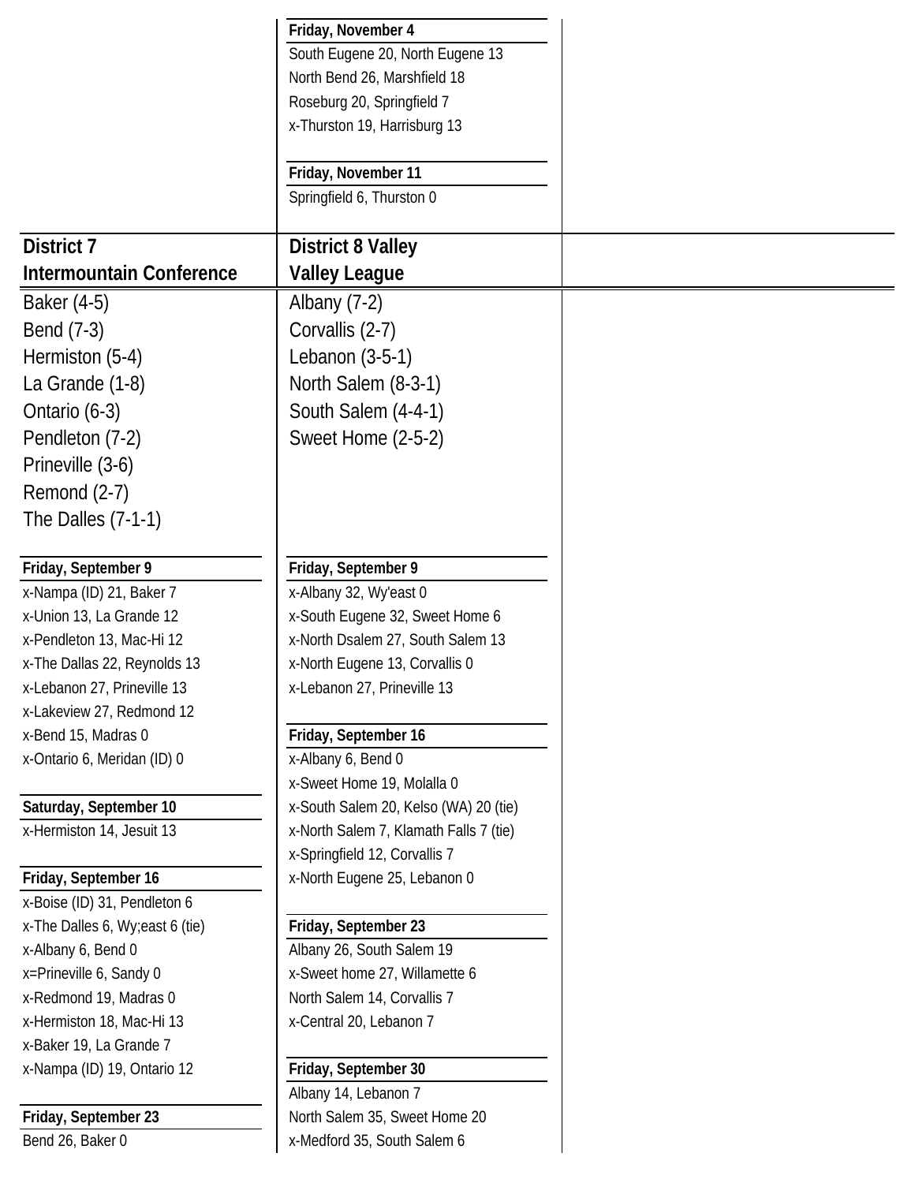**Friday, November 4**

South Eugene 20, North Eugene 13
North Bend 26, Marshfield 18
Roseburg 20, Springfield 7
x-Thurston 19, Harrisburg 13

**Friday, November 11**

Springfield 6, Thurston 0

## District 7
## Intermountain Conference

Baker (4-5)
Bend (7-3)
Hermiston (5-4)
La Grande (1-8)
Ontario (6-3)
Pendleton (7-2)
Prineville (3-6)
Remond (2-7)
The Dalles (7-1-1)

**Friday, September 9**

x-Nampa (ID) 21, Baker 7
x-Union 13, La Grande 12
x-Pendleton 13, Mac-Hi 12
x-The Dallas 22, Reynolds 13
x-Lebanon 27, Prineville 13
x-Lakeview 27, Redmond 12
x-Bend 15, Madras 0
x-Ontario 6, Meridan (ID) 0

**Saturday, September 10**

x-Hermiston 14, Jesuit 13

**Friday, September 16**

x-Boise (ID) 31, Pendleton 6
x-The Dalles 6, Wy;east 6 (tie)
x-Albany 6, Bend 0
x=Prineville 6, Sandy 0
x-Redmond 19, Madras 0
x-Hermiston 18, Mac-Hi 13
x-Baker 19, La Grande 7
x-Nampa (ID) 19, Ontario 12

**Friday, September 23**

Bend 26, Baker 0

## District 8 Valley
## Valley League

Albany (7-2)
Corvallis (2-7)
Lebanon (3-5-1)
North Salem (8-3-1)
South Salem (4-4-1)
Sweet Home (2-5-2)

**Friday, September 9**

x-Albany 32, Wy'east 0
x-South Eugene 32, Sweet Home 6
x-North Dsalem 27, South Salem 13
x-North Eugene 13, Corvallis 0
x-Lebanon 27, Prineville 13

**Friday, September 16**

x-Albany 6, Bend 0
x-Sweet Home 19, Molalla 0
x-South Salem 20, Kelso (WA) 20 (tie)
x-North Salem 7, Klamath Falls 7 (tie)
x-Springfield 12, Corvallis 7
x-North Eugene 25, Lebanon 0

**Friday, September 23**

Albany 26, South Salem 19
x-Sweet home 27, Willamette 6
North Salem 14, Corvallis 7
x-Central 20, Lebanon 7

**Friday, September 30**

Albany 14, Lebanon 7
North Salem 35, Sweet Home 20
x-Medford 35, South Salem 6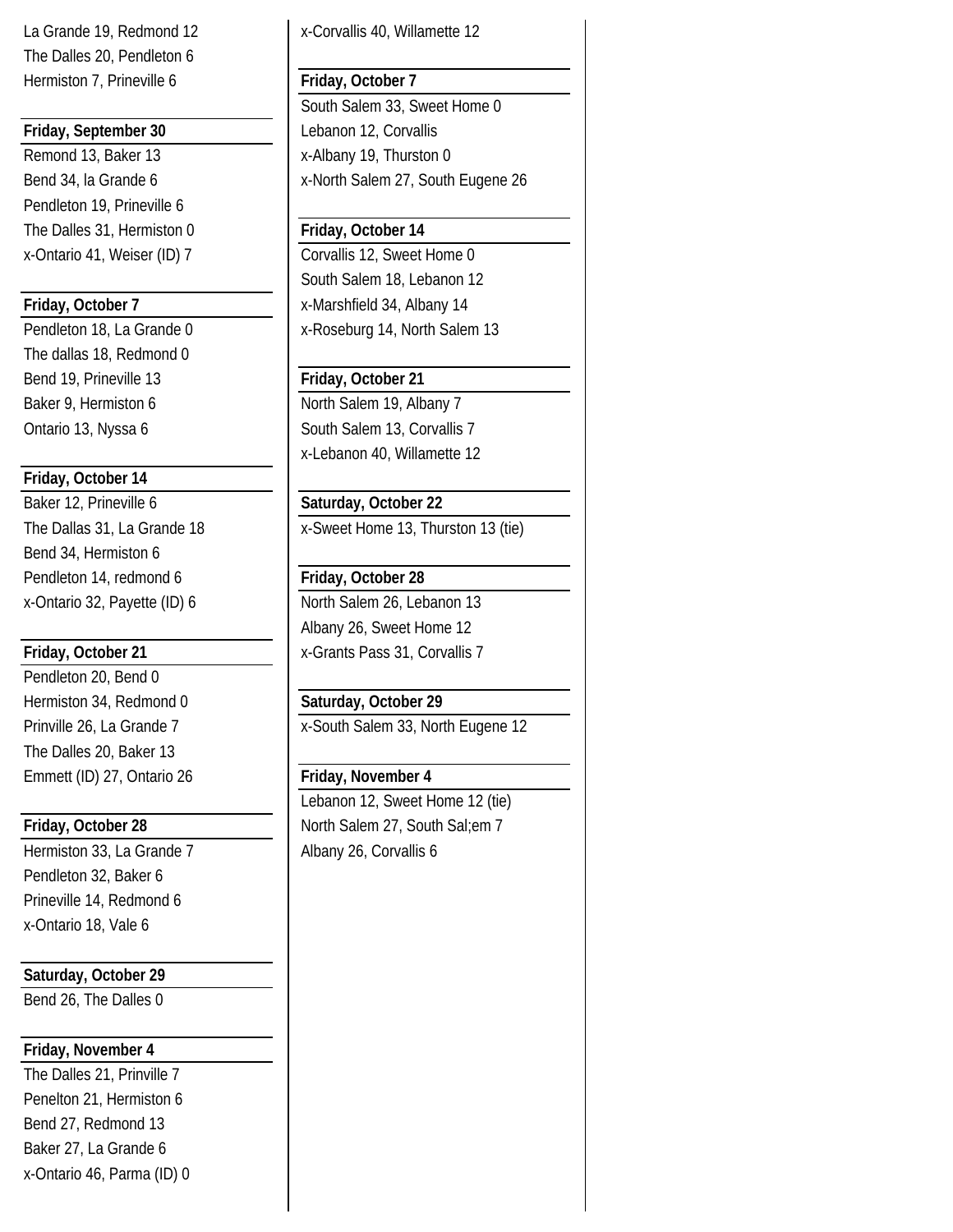La Grande 19, Redmond 12
The Dalles 20, Pendleton 6
Hermiston 7, Prineville 6

**Friday, September 30**

Remond 13, Baker 13
Bend 34, la Grande 6
Pendleton 19, Prineville 6
The Dalles 31, Hermiston 0
x-Ontario 41, Weiser (ID) 7

**Friday, October 7**

Pendleton 18, La Grande 0
The dallas 18, Redmond 0
Bend 19, Prineville 13
Baker 9, Hermiston 6
Ontario 13, Nyssa 6

**Friday, October 14**

Baker 12, Prineville 6
The Dallas 31, La Grande 18
Bend 34, Hermiston 6
Pendleton 14, redmond 6
x-Ontario 32, Payette (ID) 6

**Friday, October 21**

Pendleton 20, Bend 0
Hermiston 34, Redmond 0
Prinville 26, La Grande 7
The Dalles 20, Baker 13
Emmett (ID) 27, Ontario 26

**Friday, October 28**

Hermiston 33, La Grande 7
Pendleton 32, Baker 6
Prineville 14, Redmond 6
x-Ontario 18, Vale 6

**Saturday, October 29**

Bend 26, The Dalles 0

**Friday, November 4**

The Dalles 21, Prinville 7
Penelton 21, Hermiston 6
Bend 27, Redmond 13
Baker 27, La Grande 6
x-Ontario 46, Parma (ID) 0

x-Corvallis 40, Willamette 12

**Friday, October 7**

South Salem 33, Sweet Home 0
Lebanon 12, Corvallis
x-Albany 19, Thurston 0
x-North Salem 27, South Eugene 26

**Friday, October 14**

Corvallis 12, Sweet Home 0
South Salem 18, Lebanon 12
x-Marshfield 34, Albany 14
x-Roseburg 14, North Salem 13

**Friday, October 21**

North Salem 19, Albany 7
South Salem 13, Corvallis 7
x-Lebanon 40, Willamette 12

**Saturday, October 22**

x-Sweet Home 13, Thurston 13 (tie)

**Friday, October 28**

North Salem 26, Lebanon 13
Albany 26, Sweet Home 12
x-Grants Pass 31, Corvallis 7

**Saturday, October 29**

x-South Salem 33, North Eugene 12

**Friday, November 4**

Lebanon 12, Sweet Home 12 (tie)
North Salem 27, South Sal;em 7
Albany 26, Corvallis 6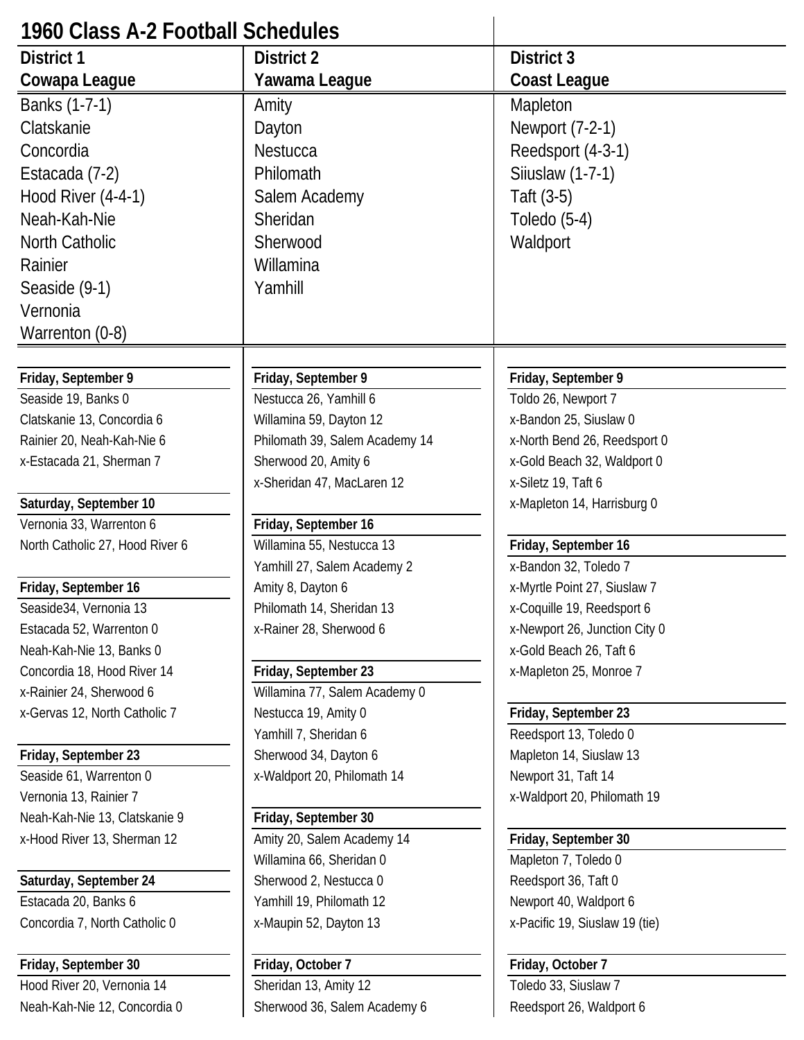# 1960 Class A-2 Football Schedules

| District 1<br>Cowapa League | District 2<br>Yawama League | District 3<br>Coast League |
|---|---|---|
| Banks (1-7-1) | Amity | Mapleton |
| Clatskanie | Dayton | Newport (7-2-1) |
| Concordia | Nestucca | Reedsport (4-3-1) |
| Estacada (7-2) | Philomath | Siiuslaw (1-7-1) |
| Hood River (4-4-1) | Salem Academy | Taft (3-5) |
| Neah-Kah-Nie | Sheridan | Toledo (5-4) |
| North Catholic | Sherwood | Waldport |
| Rainier | Willamina | |
| Seaside (9-1) | Yamhill | |
| Vernonia | | |
| Warrenton (0-8) | | |

## District 1 – Cowapa League

**Friday, September 9**

Seaside 19, Banks 0
Clatskanie 13, Concordia 6
Rainier 20, Neah-Kah-Nie 6
x-Estacada 21, Sherman 7

**Saturday, September 10**

Vernonia 33, Warrenton 6
North Catholic 27, Hood River 6

**Friday, September 16**

Seaside34, Vernonia 13
Estacada 52, Warrenton 0
Neah-Kah-Nie 13, Banks 0
Concordia 18, Hood River 14
x-Rainier 24, Sherwood 6
x-Gervas 12, North Catholic 7

**Friday, September 23**

Seaside 61, Warrenton 0
Vernonia 13, Rainier 7
Neah-Kah-Nie 13, Clatskanie 9
x-Hood River 13, Sherman 12

**Saturday, September 24**

Estacada 20, Banks 6
Concordia 7, North Catholic 0

**Friday, September 30**

Hood River 20, Vernonia 14
Neah-Kah-Nie 12, Concordia 0

## District 2 – Yawama League

**Friday, September 9**

Nestucca 26, Yamhill 6
Willamina 59, Dayton 12
Philomath 39, Salem Academy 14
Sherwood 20, Amity 6
x-Sheridan 47, MacLaren 12

**Friday, September 16**

Willamina 55, Nestucca 13
Yamhill 27, Salem Academy 2
Amity 8, Dayton 6
Philomath 14, Sheridan 13
x-Rainer 28, Sherwood 6

**Friday, September 23**

Willamina 77, Salem Academy 0
Nestucca 19, Amity 0
Yamhill 7, Sheridan 6
Sherwood 34, Dayton 6
x-Waldport 20, Philomath 14

**Friday, September 30**

Amity 20, Salem Academy 14
Willamina 66, Sheridan 0
Sherwood 2, Nestucca 0
Yamhill 19, Philomath 12
x-Maupin 52, Dayton 13

**Friday, October 7**

Sheridan 13, Amity 12
Sherwood 36, Salem Academy 6

## District 3 – Coast League

**Friday, September 9**

Toldo 26, Newport 7
x-Bandon 25, Siuslaw 0
x-North Bend 26, Reedsport 0
x-Gold Beach 32, Waldport 0
x-Siletz 19, Taft 6
x-Mapleton 14, Harrisburg 0

**Friday, September 16**

x-Bandon 32, Toledo 7
x-Myrtle Point 27, Siuslaw 7
x-Coquille 19, Reedsport 6
x-Newport 26, Junction City 0
x-Gold Beach 26, Taft 6
x-Mapleton 25, Monroe 7

**Friday, September 23**

Reedsport 13, Toledo 0
Mapleton 14, Siuslaw 13
Newport 31, Taft 14
x-Waldport 20, Philomath 19

**Friday, September 30**

Mapleton 7, Toledo 0
Reedsport 36, Taft 0
Newport 40, Waldport 6
x-Pacific 19, Siuslaw 19 (tie)

**Friday, October 7**

Toledo 33, Siuslaw 7
Reedsport 26, Waldport 6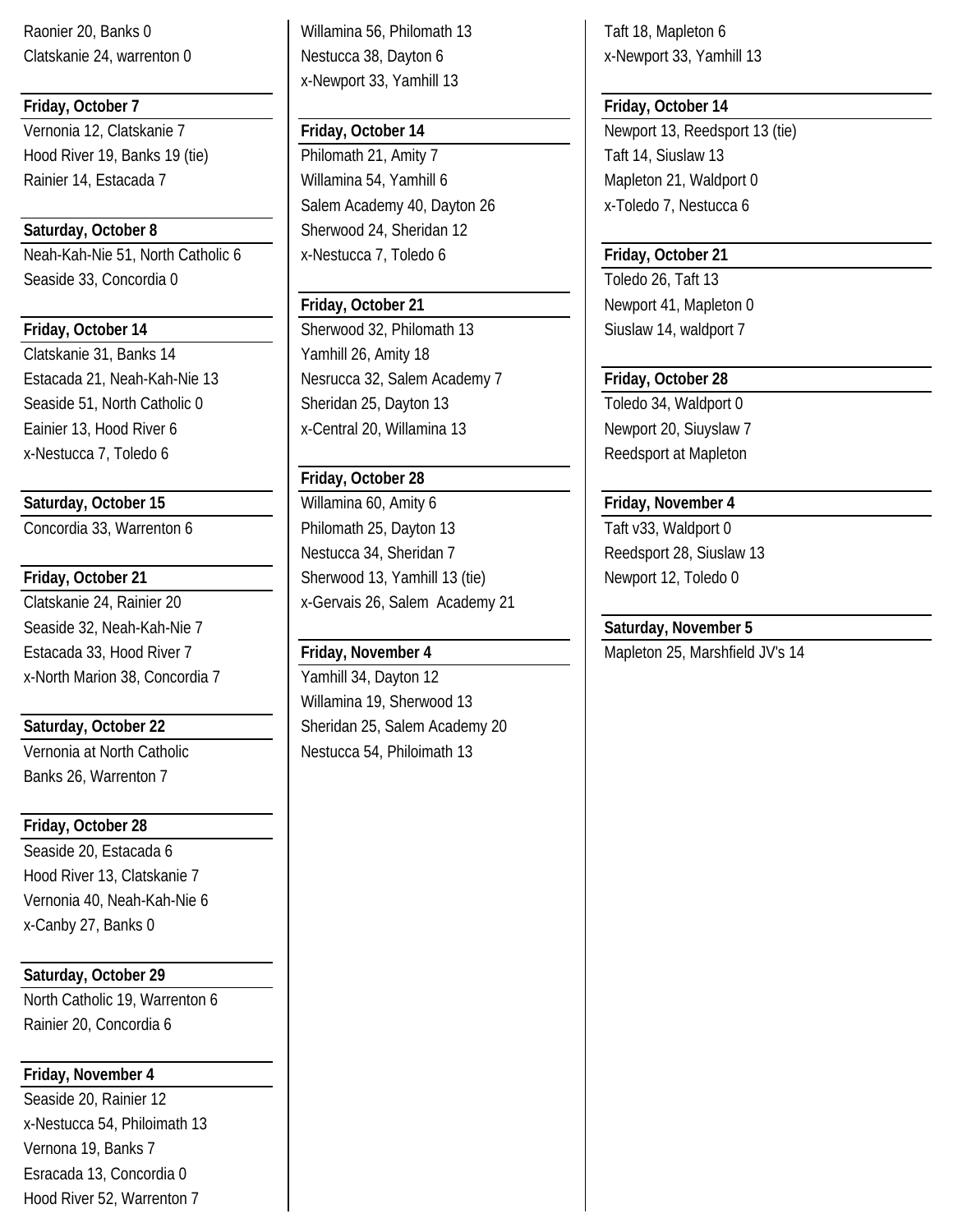Raonier 20, Banks 0
Clatskanie 24, warrenton 0

**Friday, October 7**

Vernonia 12, Clatskanie 7
Hood River 19, Banks 19 (tie)
Rainier 14, Estacada 7

**Saturday, October 8**

Neah-Kah-Nie 51, North Catholic 6
Seaside 33, Concordia 0

**Friday, October 14**

Clatskanie 31, Banks 14
Estacada 21, Neah-Kah-Nie 13
Seaside 51, North Catholic 0
Eainier 13, Hood River 6
x-Nestucca 7, Toledo 6

**Saturday, October 15**

Concordia 33, Warrenton 6

**Friday, October 21**

Clatskanie 24, Rainier 20
Seaside 32, Neah-Kah-Nie 7
Estacada 33, Hood River 7
x-North Marion 38, Concordia 7

**Saturday, October 22**

Vernonia at North Catholic
Banks 26, Warrenton 7

**Friday, October 28**

Seaside 20, Estacada 6
Hood River 13, Clatskanie 7
Vernonia 40, Neah-Kah-Nie 6
x-Canby 27, Banks 0

**Saturday, October 29**

North Catholic 19, Warrenton 6
Rainier 20, Concordia 6

**Friday, November 4**

Seaside 20, Rainier 12
x-Nestucca 54, Philoimath 13
Vernona 19, Banks 7
Esracada 13, Concordia 0
Hood River 52, Warrenton 7

Willamina 56, Philomath 13
Nestucca 38, Dayton 6
x-Newport 33, Yamhill 13

**Friday, October 14**

Philomath 21, Amity 7
Willamina 54, Yamhill 6
Salem Academy 40, Dayton 26
Sherwood 24, Sheridan 12
x-Nestucca 7, Toledo 6

**Friday, October 21**

Sherwood 32, Philomath 13
Yamhill 26, Amity 18
Nesrucca 32, Salem Academy 7
Sheridan 25, Dayton 13
x-Central 20, Willamina 13

**Friday, October 28**

Willamina 60, Amity 6
Philomath 25, Dayton 13
Nestucca 34, Sheridan 7
Sherwood 13, Yamhill 13 (tie)
x-Gervais 26, Salem Academy 21

**Friday, November 4**

Yamhill 34, Dayton 12
Willamina 19, Sherwood 13
Sheridan 25, Salem Academy 20
Nestucca 54, Philoimath 13

Taft 18, Mapleton 6
x-Newport 33, Yamhill 13

**Friday, October 14**

Newport 13, Reedsport 13 (tie)
Taft 14, Siuslaw 13
Mapleton 21, Waldport 0
x-Toledo 7, Nestucca 6

**Friday, October 21**

Toledo 26, Taft 13
Newport 41, Mapleton 0
Siuslaw 14, waldport 7

**Friday, October 28**

Toledo 34, Waldport 0
Newport 20, Siuyslaw 7
Reedsport at Mapleton

**Friday, November 4**

Taft v33, Waldport 0
Reedsport 28, Siuslaw 13
Newport 12, Toledo 0

**Saturday, November 5**

Mapleton 25, Marshfield JV's 14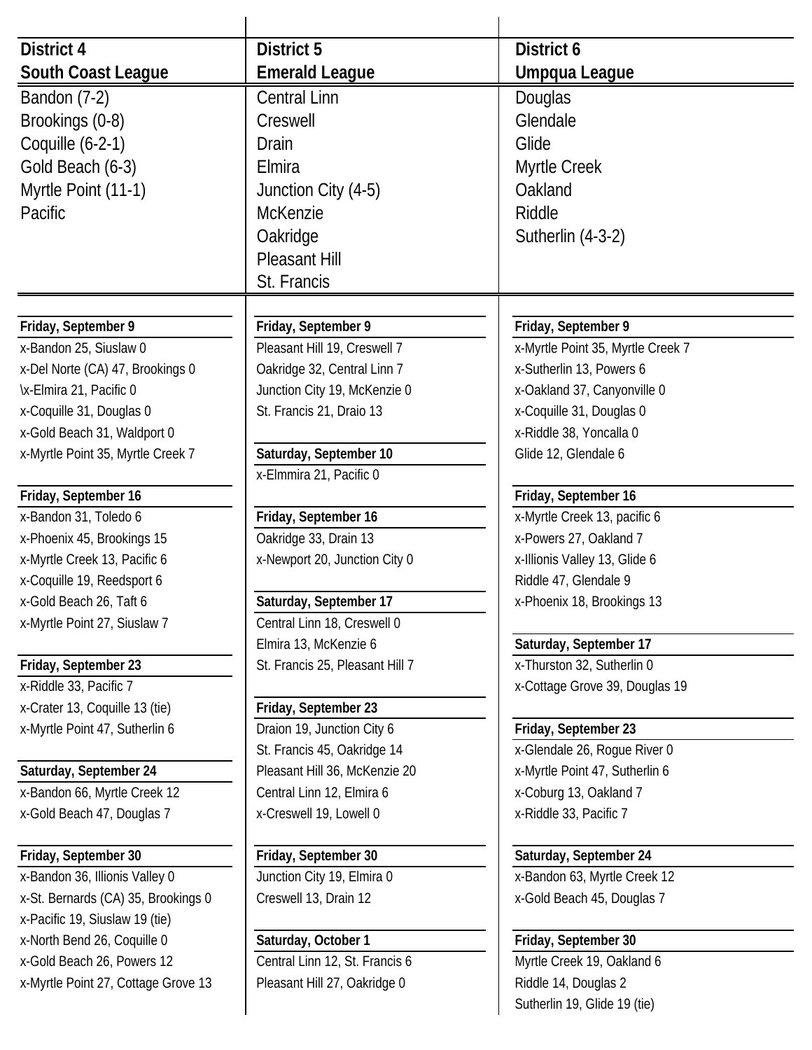| District 4<br>South Coast League | District 5<br>Emerald League | District 6<br>Umpqua League |
|---|---|---|
| Bandon (7-2) | Central Linn | Douglas |
| Brookings (0-8) | Creswell | Glendale |
| Coquille (6-2-1) | Drain | Glide |
| Gold Beach (6-3) | Elmira | Myrtle Creek |
| Myrtle Point (11-1) | Junction City (4-5) | Oakland |
| Pacific | McKenzie | Riddle |
| | Oakridge | Sutherlin (4-3-2) |
| | Pleasant Hill | |
| | St. Francis | |

## District 4 — South Coast League

**Friday, September 9**

x-Bandon 25, Siuslaw 0
x-Del Norte (CA) 47, Brookings 0
\x-Elmira 21, Pacific 0
x-Coquille 31, Douglas 0
x-Gold Beach 31, Waldport 0
x-Myrtle Point 35, Myrtle Creek 7

**Friday, September 16**

x-Bandon 31, Toledo 6
x-Phoenix 45, Brookings 15
x-Myrtle Creek 13, Pacific 6
x-Coquille 19, Reedsport 6
x-Gold Beach 26, Taft 6
x-Myrtle Point 27, Siuslaw 7

**Friday, September 23**

x-Riddle 33, Pacific 7
x-Crater 13, Coquille 13 (tie)
x-Myrtle Point 47, Sutherlin 6

**Saturday, September 24**

x-Bandon 66, Myrtle Creek 12
x-Gold Beach 47, Douglas 7

**Friday, September 30**

x-Bandon 36, Illionis Valley 0
x-St. Bernards (CA) 35, Brookings 0
x-Pacific 19, Siuslaw 19 (tie)
x-North Bend 26, Coquille 0
x-Gold Beach 26, Powers 12
x-Myrtle Point 27, Cottage Grove 13

## District 5 — Emerald League

**Friday, September 9**

Pleasant Hill 19, Creswell 7
Oakridge 32, Central Linn 7
Junction City 19, McKenzie 0
St. Francis 21, Draio 13

**Saturday, September 10**

x-Elmmira 21, Pacific 0

**Friday, September 16**

Oakridge 33, Drain 13
x-Newport 20, Junction City 0

**Saturday, September 17**

Central Linn 18, Creswell 0
Elmira 13, McKenzie 6
St. Francis 25, Pleasant Hill 7

**Friday, September 23**

Draion 19, Junction City 6
St. Francis 45, Oakridge 14
Pleasant Hill 36, McKenzie 20
Central Linn 12, Elmira 6
x-Creswell 19, Lowell 0

**Friday, September 30**

Junction City 19, Elmira 0
Creswell 13, Drain 12

**Saturday, October 1**

Central Linn 12, St. Francis 6
Pleasant Hill 27, Oakridge 0

## District 6 — Umpqua League

**Friday, September 9**

x-Myrtle Point 35, Myrtle Creek 7
x-Sutherlin 13, Powers 6
x-Oakland 37, Canyonville 0
x-Coquille 31, Douglas 0
x-Riddle 38, Yoncalla 0
Glide 12, Glendale 6

**Friday, September 16**

x-Myrtle Creek 13, pacific 6
x-Powers 27, Oakland 7
x-Illionis Valley 13, Glide 6
Riddle 47, Glendale 9
x-Phoenix 18, Brookings 13

**Saturday, September 17**

x-Thurston 32, Sutherlin 0
x-Cottage Grove 39, Douglas 19

**Friday, September 23**

x-Glendale 26, Rogue River 0
x-Myrtle Point 47, Sutherlin 6
x-Coburg 13, Oakland 7
x-Riddle 33, Pacific 7

**Saturday, September 24**

x-Bandon 63, Myrtle Creek 12
x-Gold Beach 45, Douglas 7

**Friday, September 30**

Myrtle Creek 19, Oakland 6
Riddle 14, Douglas 2
Sutherlin 19, Glide 19 (tie)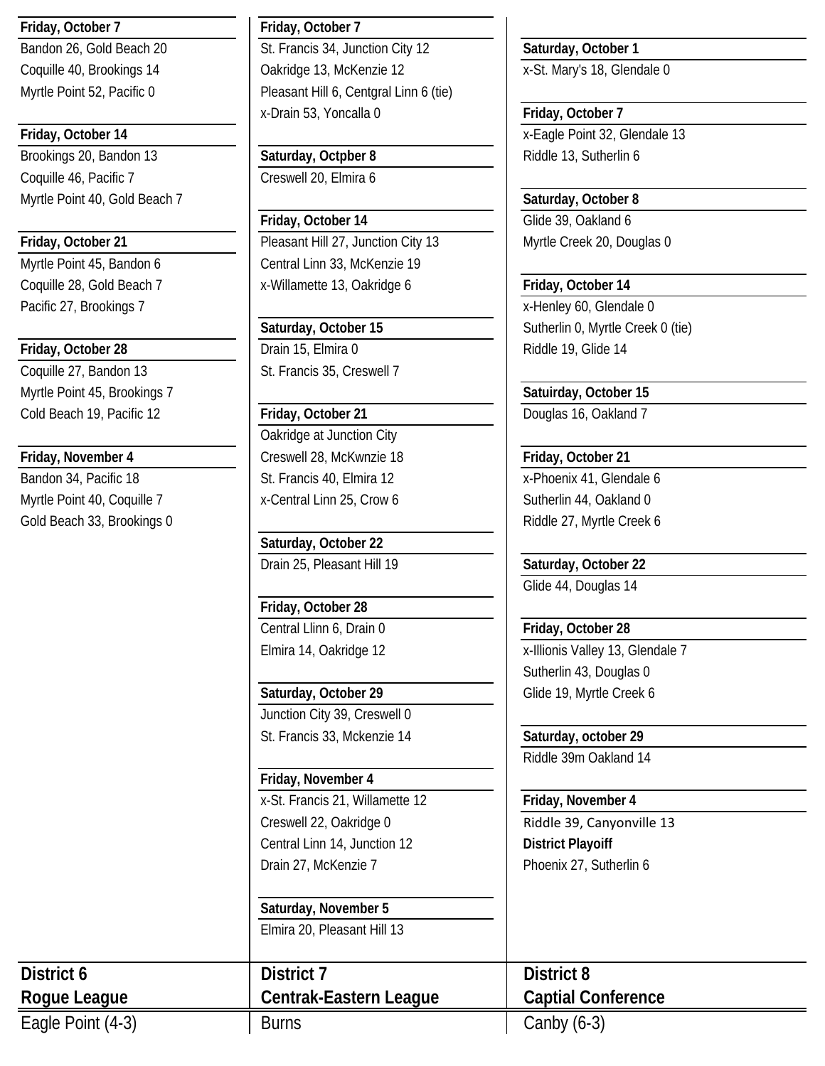**Friday, October 7**

Bandon 26, Gold Beach 20
Coquille 40, Brookings 14
Myrtle Point 52, Pacific 0

**Friday, October 14**

Brookings 20, Bandon 13
Coquille 46, Pacific 7
Myrtle Point 40, Gold Beach 7

**Friday, October 21**

Myrtle Point 45, Bandon 6
Coquille 28, Gold Beach 7
Pacific 27, Brookings 7

**Friday, October 28**

Coquille 27, Bandon 13
Myrtle Point 45, Brookings 7
Cold Beach 19, Pacific 12

**Friday, November 4**

Bandon 34, Pacific 18
Myrtle Point 40, Coquille 7
Gold Beach 33, Brookings 0

**Friday, October 7**

St. Francis 34, Junction City 12
Oakridge 13, McKenzie 12
Pleasant Hill 6, Centgral Linn 6 (tie)
x-Drain 53, Yoncalla 0

**Saturday, Octpber 8**

Creswell 20, Elmira 6

**Friday, October 14**

Pleasant Hill 27, Junction City 13
Central Linn 33, McKenzie 19
x-Willamette 13, Oakridge 6

**Saturday, October 15**

Drain 15, Elmira 0
St. Francis 35, Creswell 7

**Friday, October 21**

Oakridge at Junction City
Creswell 28, McKwnzie 18
St. Francis 40, Elmira 12
x-Central Linn 25, Crow 6

**Saturday, October 22**

Drain 25, Pleasant Hill 19

**Friday, October 28**

Central Llinn 6, Drain 0
Elmira 14, Oakridge 12

**Saturday, October 29**

Junction City 39, Creswell 0
St. Francis 33, Mckenzie 14

**Friday, November 4**

x-St. Francis 21, Willamette 12
Creswell 22, Oakridge 0
Central Linn 14, Junction 12
Drain 27, McKenzie 7

**Saturday, November 5**

Elmira 20, Pleasant Hill 13

**Saturday, October 1**

x-St. Mary's 18, Glendale 0

**Friday, October 7**

x-Eagle Point 32, Glendale 13
Riddle 13, Sutherlin 6

**Saturday, October 8**

Glide 39, Oakland 6
Myrtle Creek 20, Douglas 0

**Friday, October 14**

x-Henley 60, Glendale 0
Sutherlin 0, Myrtle Creek 0 (tie)
Riddle 19, Glide 14

**Satuirday, October 15**

Douglas 16, Oakland 7

**Friday, October 21**

x-Phoenix 41, Glendale 6
Sutherlin 44, Oakland 0
Riddle 27, Myrtle Creek 6

**Saturday, October 22**

Glide 44, Douglas 14

**Friday, October 28**

x-Illionis Valley 13, Glendale 7
Sutherlin 43, Douglas 0
Glide 19, Myrtle Creek 6

**Saturday, october 29**

Riddle 39m Oakland 14

**Friday, November 4**

Riddle 39, Canyonville 13

**District Playoiff**

Phoenix 27, Sutherlin 6

## District 6
## Rogue League

Eagle Point (4-3)

## District 7
## Centrak-Eastern League

Burns

## District 8
## Captial Conference

Canby (6-3)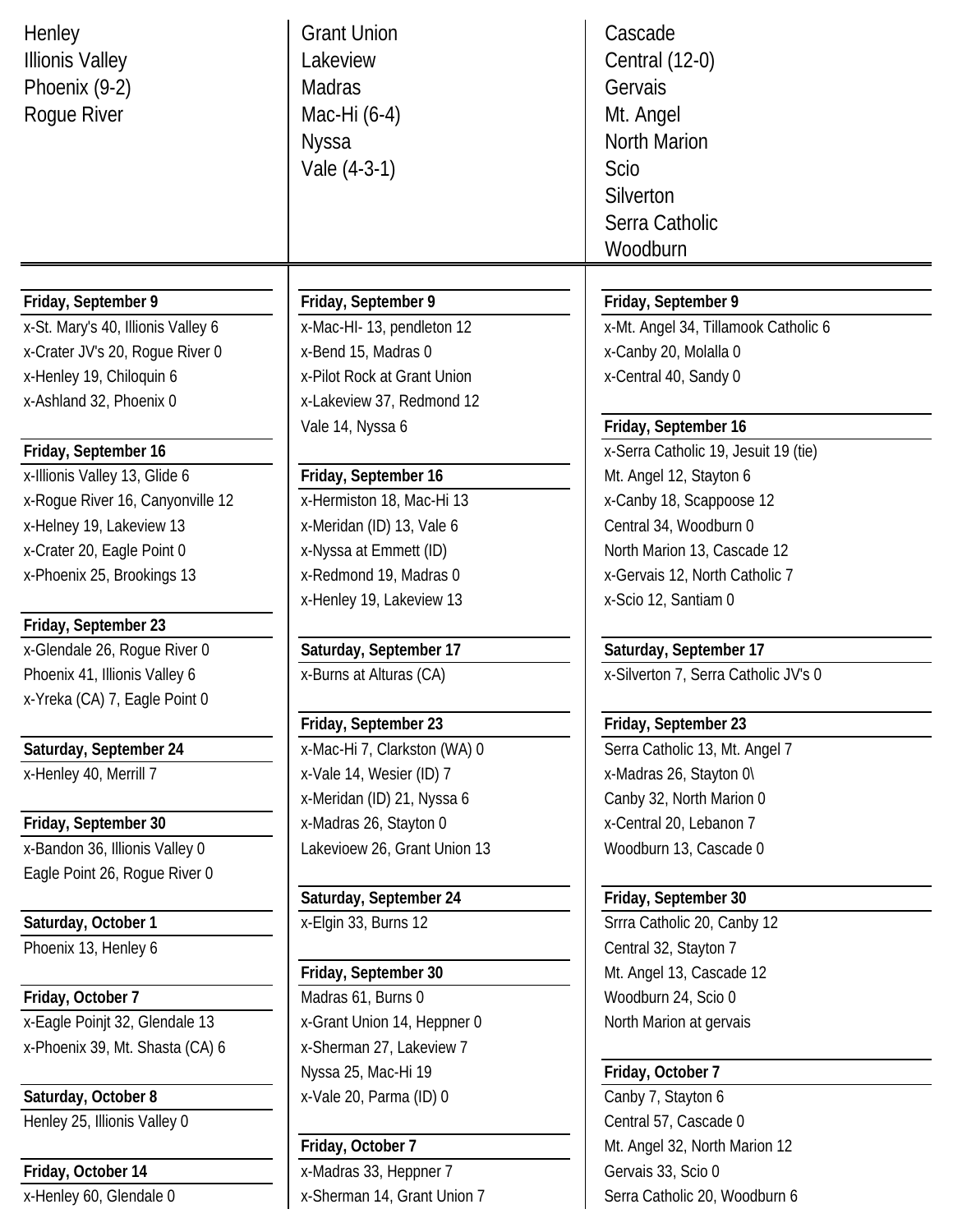Henley
Illinois Valley
Phoenix (9-2)
Rogue River

**Friday, September 9**

x-St. Mary's 40, Illinois Valley 6
x-Crater JV's 20, Rogue River 0
x-Henley 19, Chiloquin 6
x-Ashland 32, Phoenix 0

**Friday, September 16**

x-Illinois Valley 13, Glide 6
x-Rogue River 16, Canyonville 12
x-Helney 19, Lakeview 13
x-Crater 20, Eagle Point 0
x-Phoenix 25, Brookings 13

**Friday, September 23**

x-Glendale 26, Rogue River 0
Phoenix 41, Illinois Valley 6
x-Yreka (CA) 7, Eagle Point 0

**Saturday, September 24**

x-Henley 40, Merrill 7

**Friday, September 30**

x-Bandon 36, Illinois Valley 0
Eagle Point 26, Rogue River 0

**Saturday, October 1**

Phoenix 13, Henley 6

**Friday, October 7**

x-Eagle Poinjt 32, Glendale 13
x-Phoenix 39, Mt. Shasta (CA) 6

**Saturday, October 8**

Henley 25, Illinois Valley 0

**Friday, October 14**

x-Henley 60, Glendale 0

Grant Union
Lakeview
Madras
Mac-Hi (6-4)
Nyssa
Vale (4-3-1)

**Friday, September 9**

x-Mac-HI- 13, pendleton 12
x-Bend 15, Madras 0
x-Pilot Rock at Grant Union
x-Lakeview 37, Redmond 12
Vale 14, Nyssa 6

**Friday, September 16**

x-Hermiston 18, Mac-Hi 13
x-Meridan (ID) 13, Vale 6
x-Nyssa at Emmett (ID)
x-Redmond 19, Madras 0
x-Henley 19, Lakeview 13

**Saturday, September 17**

x-Burns at Alturas (CA)

**Friday, September 23**

x-Mac-Hi 7, Clarkston (WA) 0
x-Vale 14, Wesier (ID) 7
x-Meridan (ID) 21, Nyssa 6
x-Madras 26, Stayton 0
Lakevioew 26, Grant Union 13

**Saturday, September 24**

x-Elgin 33, Burns 12

**Friday, September 30**

Madras 61, Burns 0
x-Grant Union 14, Heppner 0
x-Sherman 27, Lakeview 7
Nyssa 25, Mac-Hi 19
x-Vale 20, Parma (ID) 0

**Friday, October 7**

x-Madras 33, Heppner 7
x-Sherman 14, Grant Union 7

Cascade
Central (12-0)
Gervais
Mt. Angel
North Marion
Scio
Silverton
Serra Catholic
Woodburn

**Friday, September 9**

x-Mt. Angel 34, Tillamook Catholic 6
x-Canby 20, Molalla 0
x-Central 40, Sandy 0

**Friday, September 16**

x-Serra Catholic 19, Jesuit 19 (tie)
Mt. Angel 12, Stayton 6
x-Canby 18, Scappoose 12
Central 34, Woodburn 0
North Marion 13, Cascade 12
x-Gervais 12, North Catholic 7
x-Scio 12, Santiam 0

**Saturday, September 17**

x-Silverton 7, Serra Catholic JV's 0

**Friday, September 23**

Serra Catholic 13, Mt. Angel 7
x-Madras 26, Stayton 0\
Canby 32, North Marion 0
x-Central 20, Lebanon 7
Woodburn 13, Cascade 0

**Friday, September 30**

Srrra Catholic 20, Canby 12
Central 32, Stayton 7
Mt. Angel 13, Cascade 12
Woodburn 24, Scio 0
North Marion at gervais

**Friday, October 7**

Canby 7, Stayton 6
Central 57, Cascade 0
Mt. Angel 32, North Marion 12
Gervais 33, Scio 0
Serra Catholic 20, Woodburn 6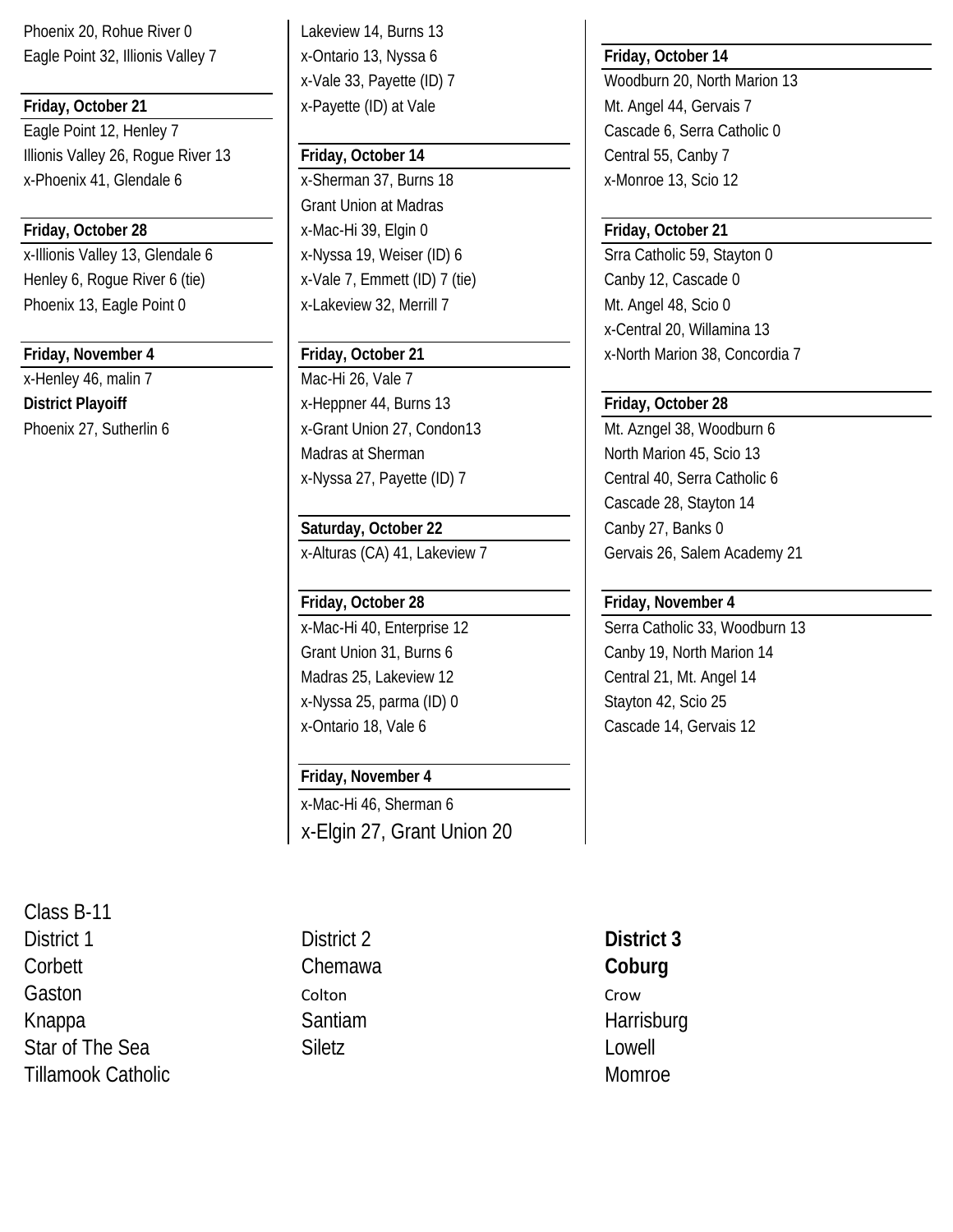Phoenix 20, Rohue River 0
Eagle Point 32, Illionis Valley 7

**Friday, October 21**

Eagle Point 12, Henley 7
Illionis Valley 26, Rogue River 13
x-Phoenix 41, Glendale 6

**Friday, October 28**

x-Illionis Valley 13, Glendale 6
Henley 6, Rogue River 6 (tie)
Phoenix 13, Eagle Point 0

**Friday, November 4**

x-Henley 46, malin 7

**District Playoiff**

Phoenix 27, Sutherlin 6

Lakeview 14, Burns 13
x-Ontario 13, Nyssa 6
x-Vale 33, Payette (ID) 7
x-Payette (ID) at Vale

**Friday, October 14**

x-Sherman 37, Burns 18
Grant Union at Madras
x-Mac-Hi 39, Elgin 0
x-Nyssa 19, Weiser (ID) 6
x-Vale 7, Emmett (ID) 7 (tie)
x-Lakeview 32, Merrill 7

**Friday, October 21**

Mac-Hi 26, Vale 7
x-Heppner 44, Burns 13
x-Grant Union 27, Condon13
Madras at Sherman
x-Nyssa 27, Payette (ID) 7

**Saturday, October 22**

x-Alturas (CA) 41, Lakeview 7

**Friday, October 28**

x-Mac-Hi 40, Enterprise 12
Grant Union 31, Burns 6
Madras 25, Lakeview 12
x-Nyssa 25, parma (ID) 0
x-Ontario 18, Vale 6

**Friday, November 4**

x-Mac-Hi 46, Sherman 6
x-Elgin 27, Grant Union 20

**Friday, October 14**

Woodburn 20, North Marion 13
Mt. Angel 44, Gervais 7
Cascade 6, Serra Catholic 0
Central 55, Canby 7
x-Monroe 13, Scio 12

**Friday, October 21**

Srra Catholic 59, Stayton 0
Canby 12, Cascade 0
Mt. Angel 48, Scio 0
x-Central 20, Willamina 13
x-North Marion 38, Concordia 7

**Friday, October 28**

Mt. Azngel 38, Woodburn 6
North Marion 45, Scio 13
Central 40, Serra Catholic 6
Cascade 28, Stayton 14
Canby 27, Banks 0
Gervais 26, Salem Academy 21

**Friday, November 4**

Serra Catholic 33, Woodburn 13
Canby 19, North Marion 14
Central 21, Mt. Angel 14
Stayton 42, Scio 25
Cascade 14, Gervais 12

Class B-11

District 1
Corbett
Gaston
Knappa
Star of The Sea
Tillamook Catholic

District 2
Chemawa
Colton
Santiam
Siletz

**District 3**
**Coburg**
Crow
Harrisburg
Lowell
Momroe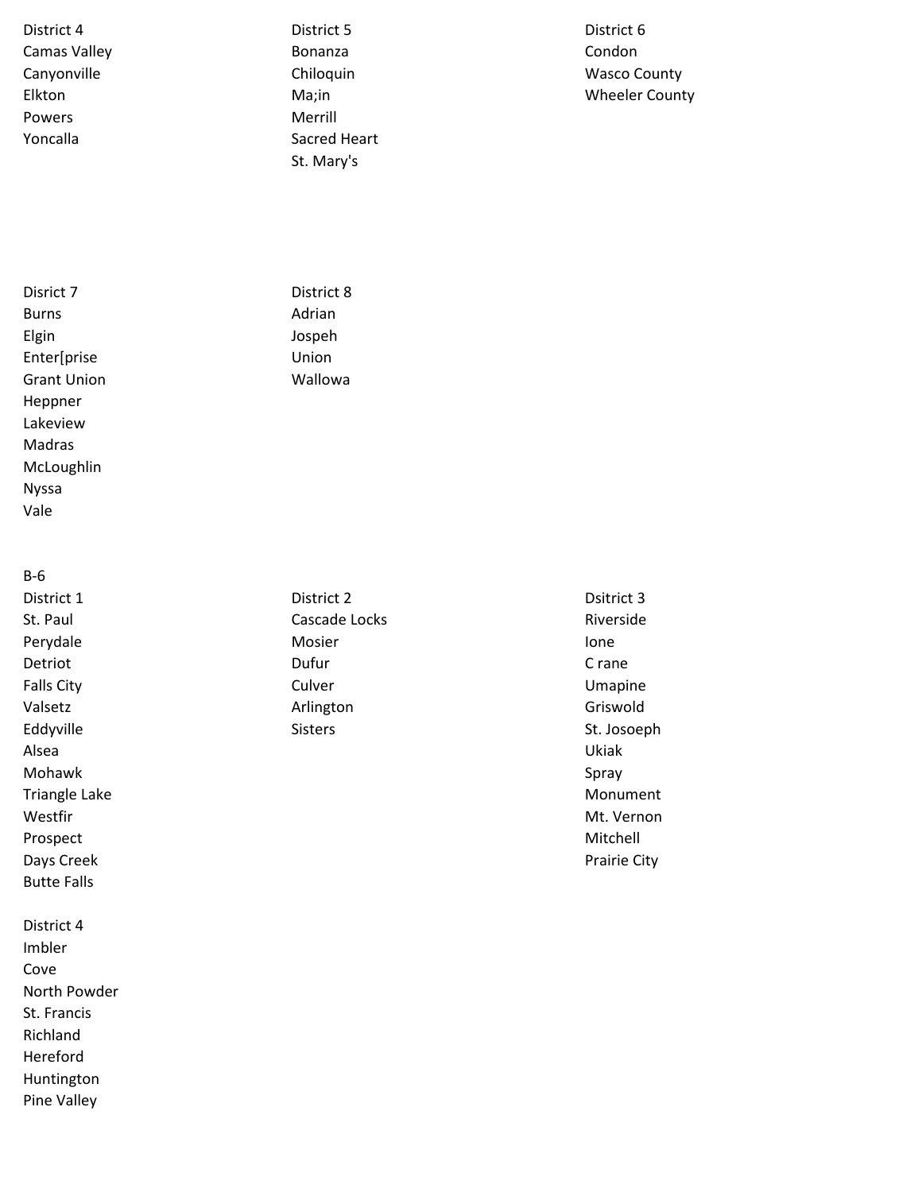District 4
Camas Valley
Canyonville
Elkton
Powers
Yoncalla

District 5
Bonanza
Chiloquin
Ma;in
Merrill
Sacred Heart
St. Mary's

District 6
Condon
Wasco County
Wheeler County

District 7
Burns
Elgin
Enter[prise
Grant Union
Heppner
Lakeview
Madras
McLoughlin
Nyssa
Vale

District 8
Adrian
Jospeh
Union
Wallowa

B-6

District 1
St. Paul
Perydale
Detriot
Falls City
Valsetz
Eddyville
Alsea
Mohawk
Triangle Lake
Westfir
Prospect
Days Creek
Butte Falls

District 2
Cascade Locks
Mosier
Dufur
Culver
Arlington
Sisters

Dsitrict 3
Riverside
Ione
C rane
Umapine
Griswold
St. Josoeph
Ukiak
Spray
Monument
Mt. Vernon
Mitchell
Prairie City

District 4
Imbler
Cove
North Powder
St. Francis
Richland
Hereford
Huntington
Pine Valley